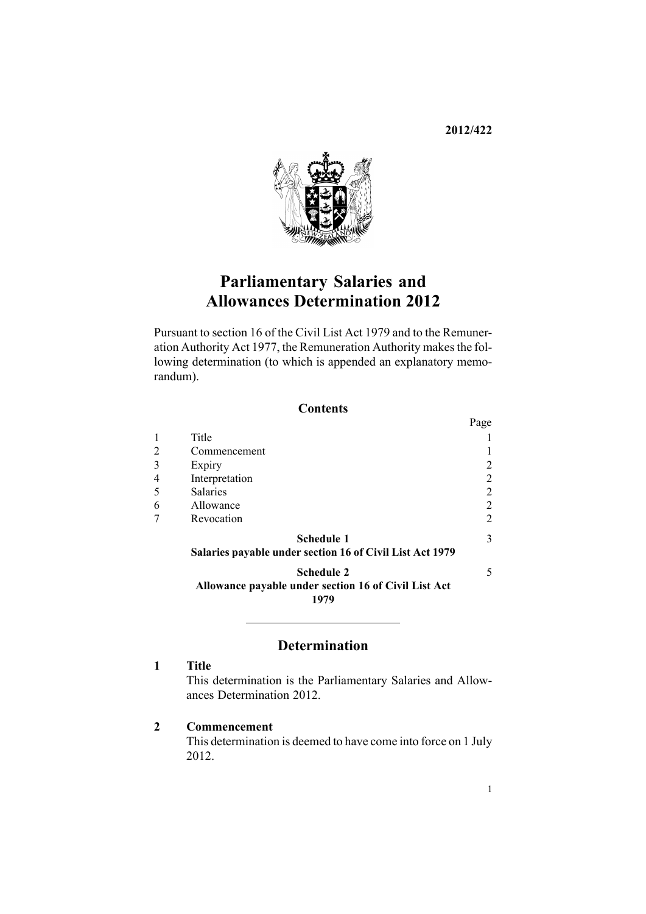**2012/422**

# Parliamentary Salaries and Allowances Determination 2012

Pursuant to section 16 of the Civil List Act 1979 and to the Remuneration Authority Act 1977, the Remuneration Authority makes the following determination (to which is appended an explanatory memorandum).

## Contents

| | | Page |
|---|---|---|
| 1 | Title | 1 |
| 2 | Commencement | 1 |
| 3 | Expiry | 2 |
| 4 | Interpretation | 2 |
| 5 | Salaries | 2 |
| 6 | Allowance | 2 |
| 7 | Revocation | 2 |
| | **Schedule 1** **Salaries payable under section 16 of Civil List Act 1979** | 3 |
| | **Schedule 2** **Allowance payable under section 16 of Civil List Act 1979** | 5 |

## Determination

### 1 Title

This determination is the Parliamentary Salaries and Allowances Determination 2012.

### 2 Commencement

This determination is deemed to have come into force on 1 July 2012.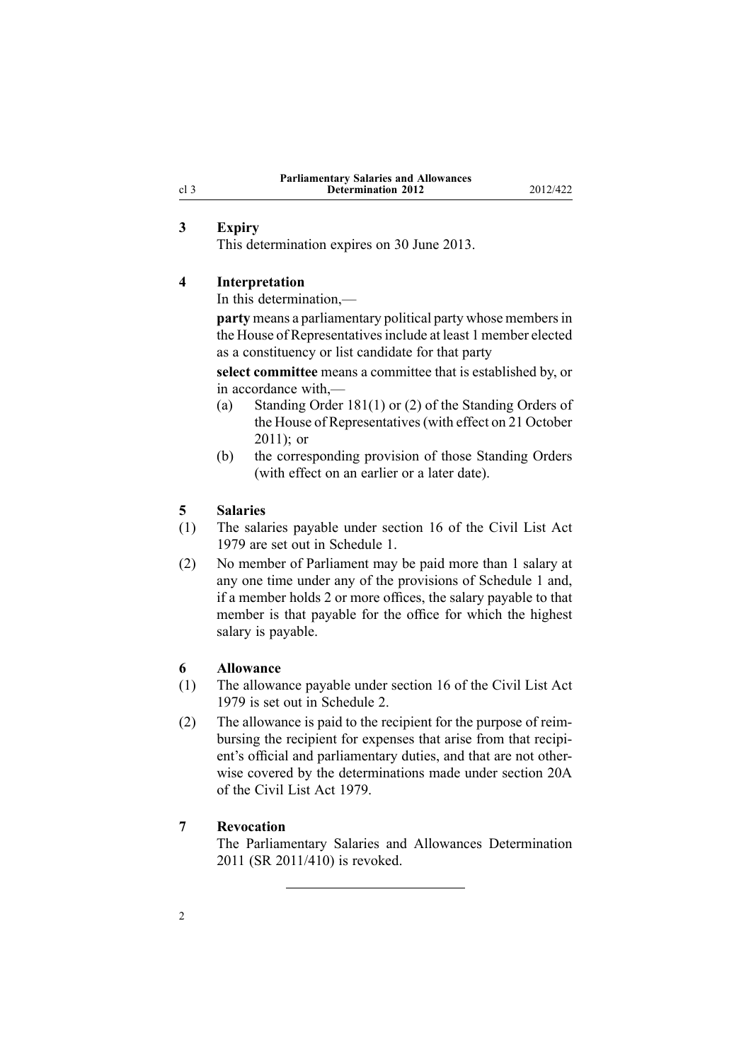## 3 Expiry

This determination expires on 30 June 2013.

## 4 Interpretation

In this determination,—

**party** means a parliamentary political party whose members in the House of Representatives include at least 1 member elected as a constituency or list candidate for that party

**select committee** means a committee that is established by, or in accordance with,—

- (a) Standing Order 181(1) or (2) of the Standing Orders of the House of Representatives (with effect on 21 October 2011); or
- (b) the corresponding provision of those Standing Orders (with effect on an earlier or a later date).

## 5 Salaries

(1) The salaries payable under section 16 of the Civil List Act 1979 are set out in Schedule 1.

(2) No member of Parliament may be paid more than 1 salary at any one time under any of the provisions of Schedule 1 and, if a member holds 2 or more offices, the salary payable to that member is that payable for the office for which the highest salary is payable.

## 6 Allowance

(1) The allowance payable under section 16 of the Civil List Act 1979 is set out in Schedule 2.

(2) The allowance is paid to the recipient for the purpose of reimbursing the recipient for expenses that arise from that recipient's official and parliamentary duties, and that are not otherwise covered by the determinations made under section 20A of the Civil List Act 1979.

## 7 Revocation

The Parliamentary Salaries and Allowances Determination 2011 (SR 2011/410) is revoked.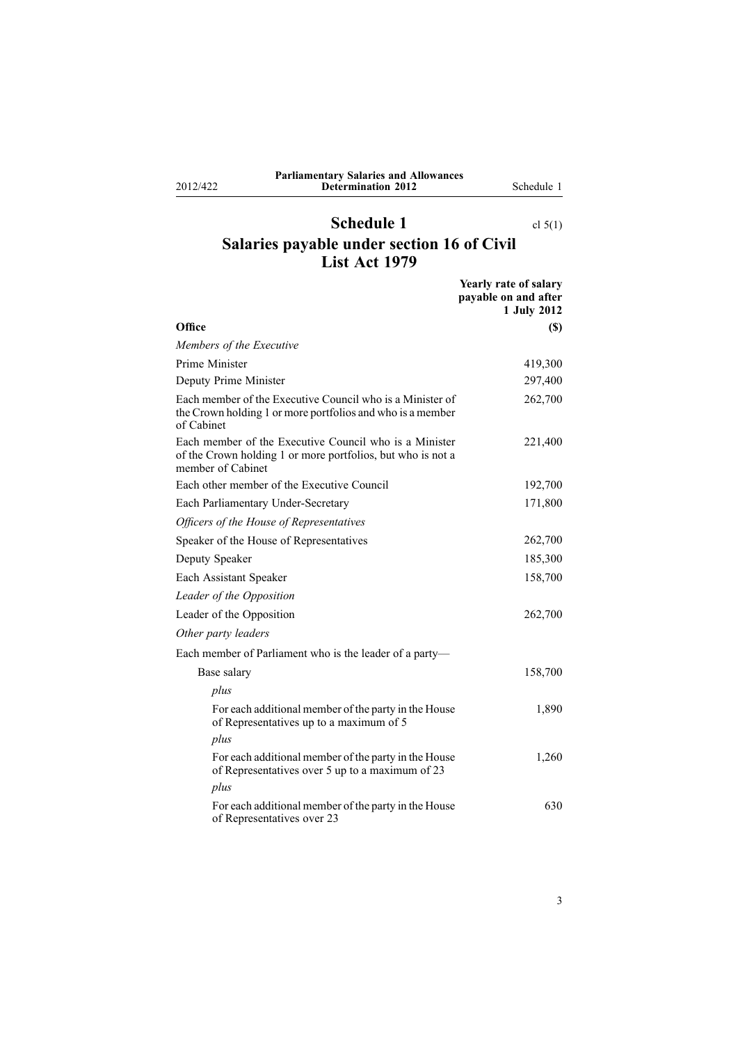# Schedule 1

cl 5(1)

## Salaries payable under section 16 of Civil List Act 1979

| Office | Yearly rate of salary payable on and after 1 July 2012 ($) |
|---|---|
| *Members of the Executive* | |
| Prime Minister | 419,300 |
| Deputy Prime Minister | 297,400 |
| Each member of the Executive Council who is a Minister of the Crown holding 1 or more portfolios and who is a member of Cabinet | 262,700 |
| Each member of the Executive Council who is a Minister of the Crown holding 1 or more portfolios, but who is not a member of Cabinet | 221,400 |
| Each other member of the Executive Council | 192,700 |
| Each Parliamentary Under-Secretary | 171,800 |
| *Officers of the House of Representatives* | |
| Speaker of the House of Representatives | 262,700 |
| Deputy Speaker | 185,300 |
| Each Assistant Speaker | 158,700 |
| *Leader of the Opposition* | |
| Leader of the Opposition | 262,700 |
| *Other party leaders* | |
| Each member of Parliament who is the leader of a party— | |
| Base salary | 158,700 |
| *plus* | |
| For each additional member of the party in the House of Representatives up to a maximum of 5 | 1,890 |
| *plus* | |
| For each additional member of the party in the House of Representatives over 5 up to a maximum of 23 | 1,260 |
| *plus* | |
| For each additional member of the party in the House of Representatives over 23 | 630 |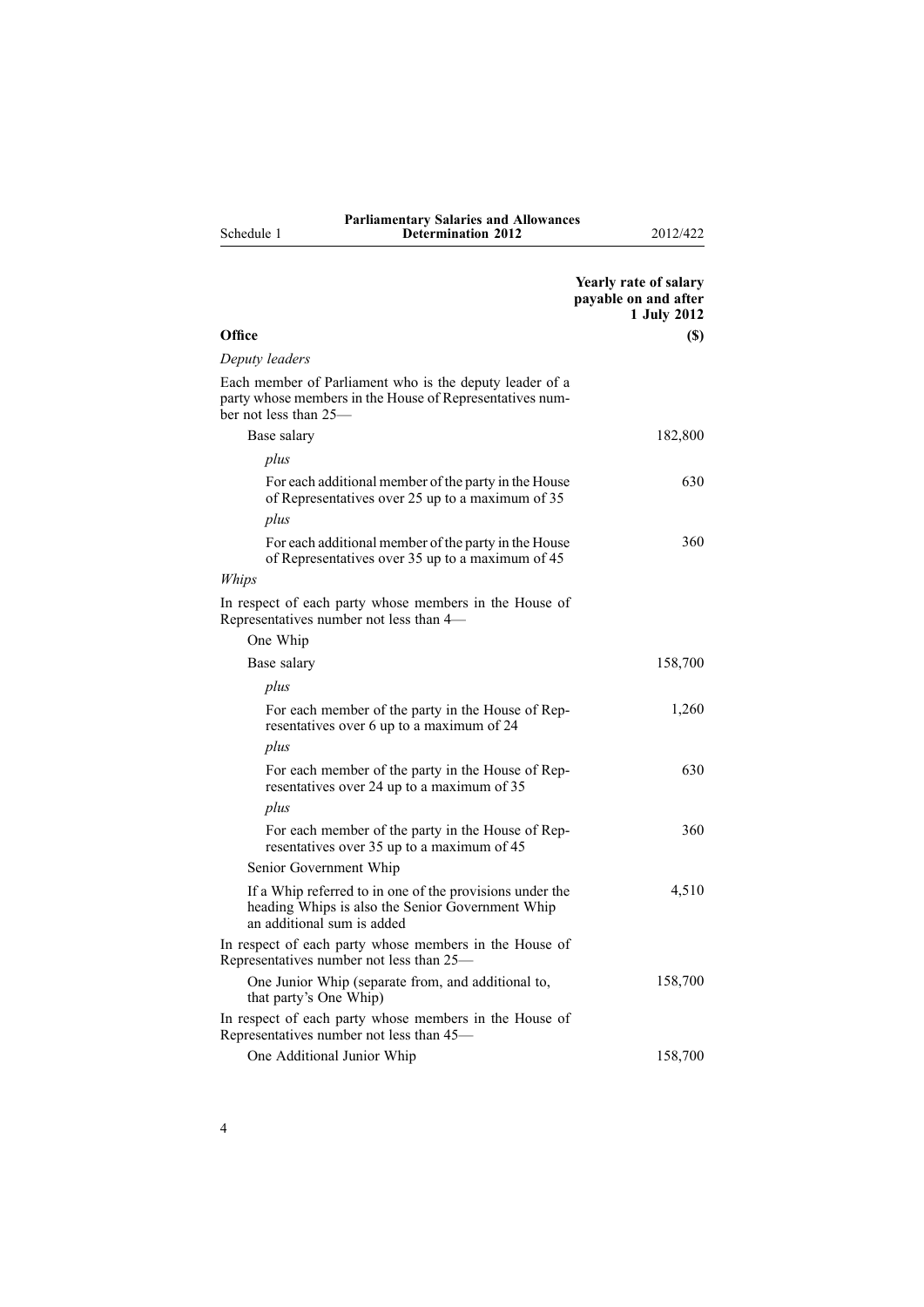| Office | Yearly rate of salary payable on and after 1 July 2012 ($) |
| --- | --- |
| *Deputy leaders* | |
| Each member of Parliament who is the deputy leader of a party whose members in the House of Representatives number not less than 25— | |
| Base salary | 182,800 |
| *plus* | |
| For each additional member of the party in the House of Representatives over 25 up to a maximum of 35 | 630 |
| *plus* | |
| For each additional member of the party in the House of Representatives over 35 up to a maximum of 45 | 360 |
| *Whips* | |
| In respect of each party whose members in the House of Representatives number not less than 4— | |
| One Whip | |
| Base salary | 158,700 |
| *plus* | |
| For each member of the party in the House of Representatives over 6 up to a maximum of 24 | 1,260 |
| *plus* | |
| For each member of the party in the House of Representatives over 24 up to a maximum of 35 | 630 |
| *plus* | |
| For each member of the party in the House of Representatives over 35 up to a maximum of 45 | 360 |
| Senior Government Whip | |
| If a Whip referred to in one of the provisions under the heading Whips is also the Senior Government Whip an additional sum is added | 4,510 |
| In respect of each party whose members in the House of Representatives number not less than 25— | |
| One Junior Whip (separate from, and additional to, that party's One Whip) | 158,700 |
| In respect of each party whose members in the House of Representatives number not less than 45— | |
| One Additional Junior Whip | 158,700 |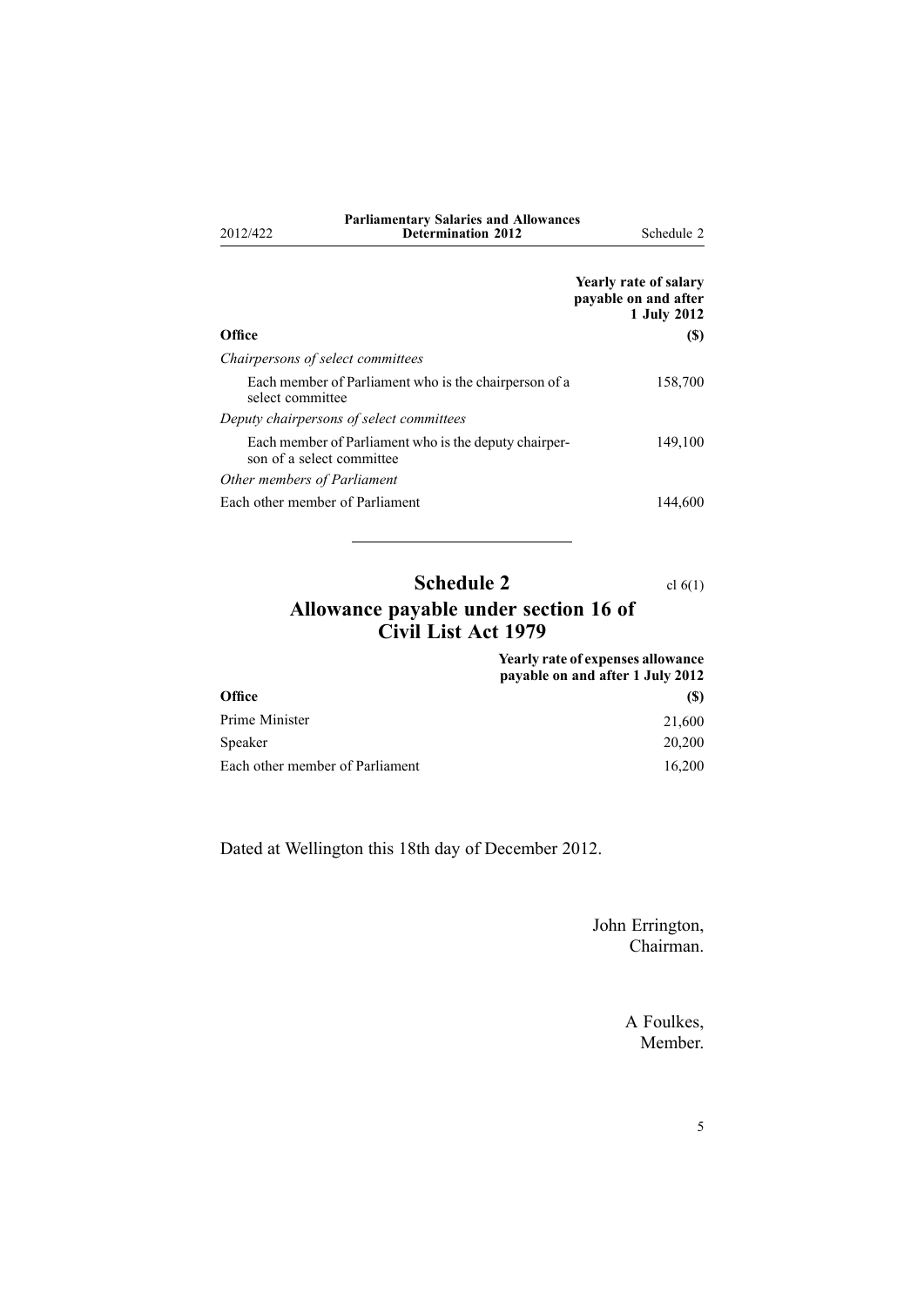| Office | Yearly rate of salary payable on and after 1 July 2012 ($) |
|---|---|
| *Chairpersons of select committees* | |
| Each member of Parliament who is the chairperson of a select committee | 158,700 |
| *Deputy chairpersons of select committees* | |
| Each member of Parliament who is the deputy chairperson of a select committee | 149,100 |
| *Other members of Parliament* | |
| Each other member of Parliament | 144,600 |

## Schedule 2
cl 6(1)

## Allowance payable under section 16 of Civil List Act 1979

| Office | Yearly rate of expenses allowance payable on and after 1 July 2012 ($) |
|---|---|
| Prime Minister | 21,600 |
| Speaker | 20,200 |
| Each other member of Parliament | 16,200 |

Dated at Wellington this 18th day of December 2012.

John Errington,
Chairman.

A Foulkes,
Member.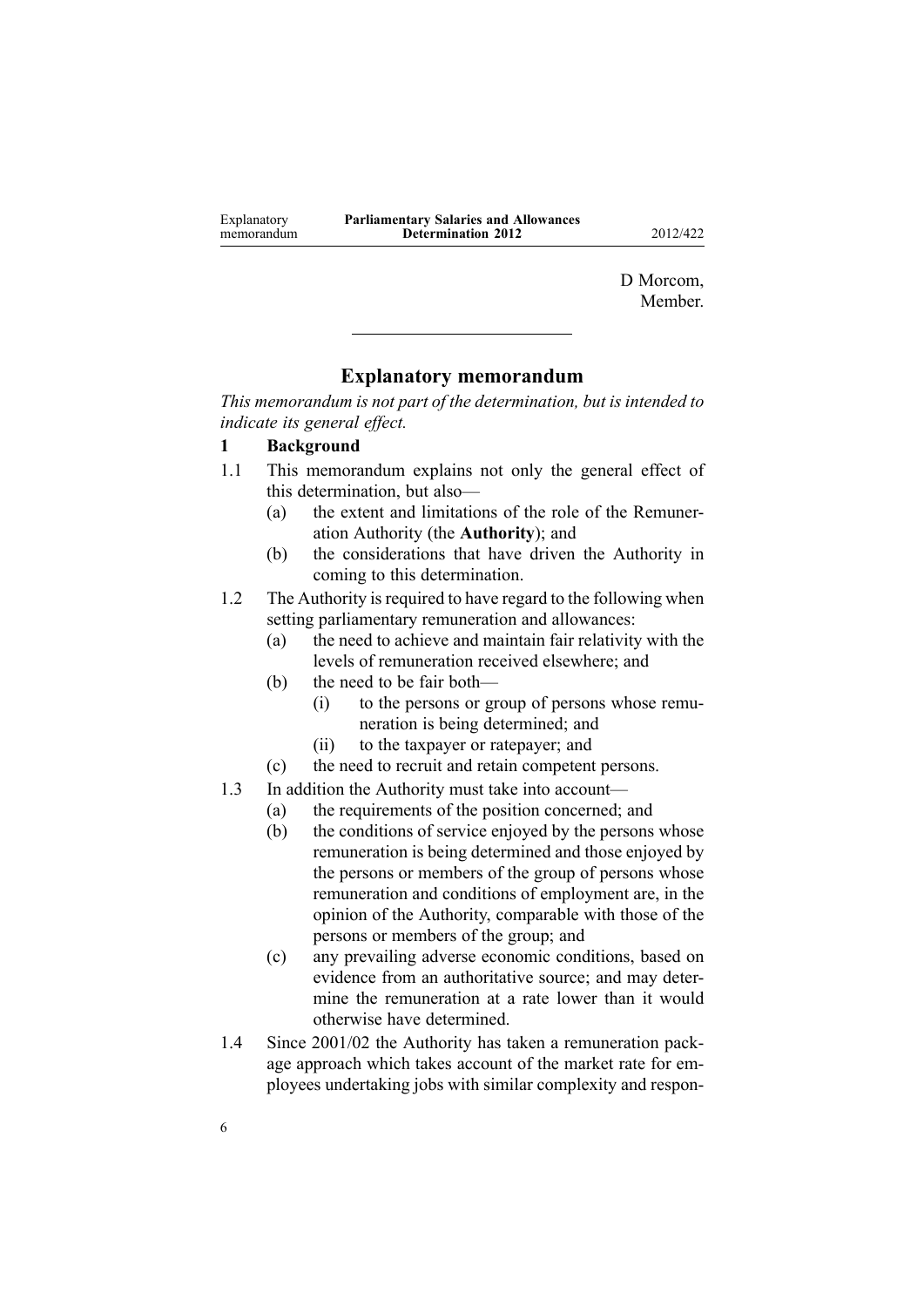D Morcom,
Member.

---

## Explanatory memorandum

*This memorandum is not part of the determination, but is intended to indicate its general effect.*

### 1 Background

1.1 This memorandum explains not only the general effect of this determination, but also—

(a) the extent and limitations of the role of the Remuneration Authority (the **Authority**); and

(b) the considerations that have driven the Authority in coming to this determination.

1.2 The Authority is required to have regard to the following when setting parliamentary remuneration and allowances:

(a) the need to achieve and maintain fair relativity with the levels of remuneration received elsewhere; and

(b) the need to be fair both—

(i) to the persons or group of persons whose remuneration is being determined; and

(ii) to the taxpayer or ratepayer; and

(c) the need to recruit and retain competent persons.

1.3 In addition the Authority must take into account—

(a) the requirements of the position concerned; and

(b) the conditions of service enjoyed by the persons whose remuneration is being determined and those enjoyed by the persons or members of the group of persons whose remuneration and conditions of employment are, in the opinion of the Authority, comparable with those of the persons or members of the group; and

(c) any prevailing adverse economic conditions, based on evidence from an authoritative source; and may determine the remuneration at a rate lower than it would otherwise have determined.

1.4 Since 2001/02 the Authority has taken a remuneration package approach which takes account of the market rate for employees undertaking jobs with similar complexity and respon-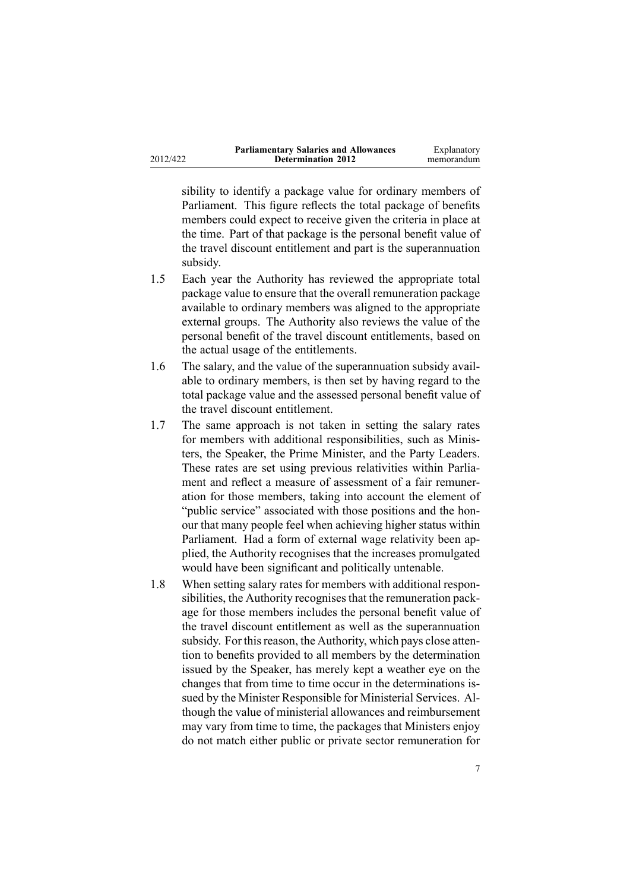sibility to identify a package value for ordinary members of Parliament. This figure reflects the total package of benefits members could expect to receive given the criteria in place at the time. Part of that package is the personal benefit value of the travel discount entitlement and part is the superannuation subsidy.

1.5 Each year the Authority has reviewed the appropriate total package value to ensure that the overall remuneration package available to ordinary members was aligned to the appropriate external groups. The Authority also reviews the value of the personal benefit of the travel discount entitlements, based on the actual usage of the entitlements.

1.6 The salary, and the value of the superannuation subsidy available to ordinary members, is then set by having regard to the total package value and the assessed personal benefit value of the travel discount entitlement.

1.7 The same approach is not taken in setting the salary rates for members with additional responsibilities, such as Ministers, the Speaker, the Prime Minister, and the Party Leaders. These rates are set using previous relativities within Parliament and reflect a measure of assessment of a fair remuneration for those members, taking into account the element of "public service" associated with those positions and the honour that many people feel when achieving higher status within Parliament. Had a form of external wage relativity been applied, the Authority recognises that the increases promulgated would have been significant and politically untenable.

1.8 When setting salary rates for members with additional responsibilities, the Authority recognises that the remuneration package for those members includes the personal benefit value of the travel discount entitlement as well as the superannuation subsidy. For this reason, the Authority, which pays close attention to benefits provided to all members by the determination issued by the Speaker, has merely kept a weather eye on the changes that from time to time occur in the determinations issued by the Minister Responsible for Ministerial Services. Although the value of ministerial allowances and reimbursement may vary from time to time, the packages that Ministers enjoy do not match either public or private sector remuneration for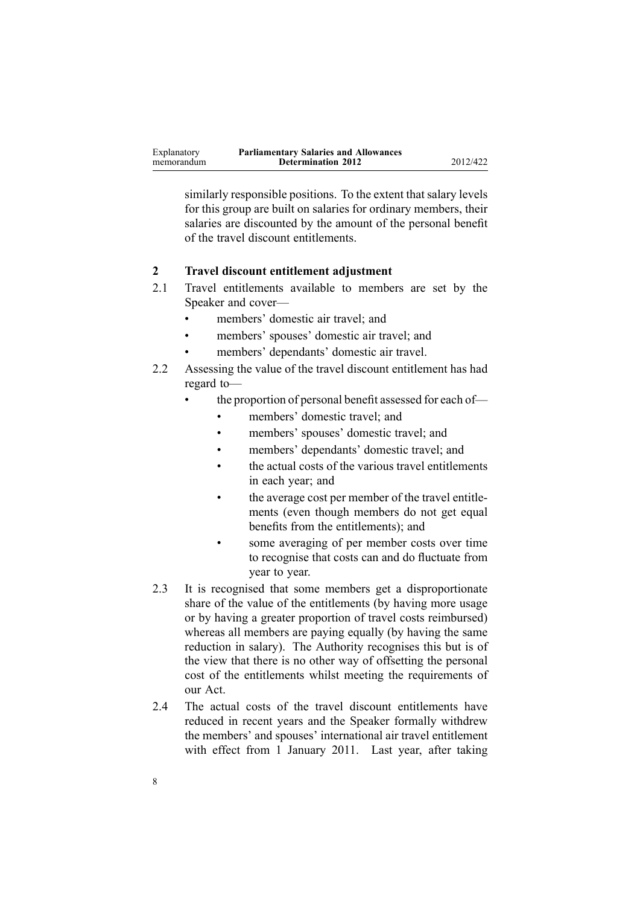similarly responsible positions. To the extent that salary levels for this group are built on salaries for ordinary members, their salaries are discounted by the amount of the personal benefit of the travel discount entitlements.

## 2 Travel discount entitlement adjustment

2.1 Travel entitlements available to members are set by the Speaker and cover—

- members' domestic air travel; and
- members' spouses' domestic air travel; and
- members' dependants' domestic air travel.

2.2 Assessing the value of the travel discount entitlement has had regard to—

- the proportion of personal benefit assessed for each of—
  - members' domestic travel; and
  - members' spouses' domestic travel; and
  - members' dependants' domestic travel; and
  - the actual costs of the various travel entitlements in each year; and
  - the average cost per member of the travel entitlements (even though members do not get equal benefits from the entitlements); and
  - some averaging of per member costs over time to recognise that costs can and do fluctuate from year to year.

2.3 It is recognised that some members get a disproportionate share of the value of the entitlements (by having more usage or by having a greater proportion of travel costs reimbursed) whereas all members are paying equally (by having the same reduction in salary). The Authority recognises this but is of the view that there is no other way of offsetting the personal cost of the entitlements whilst meeting the requirements of our Act.

2.4 The actual costs of the travel discount entitlements have reduced in recent years and the Speaker formally withdrew the members' and spouses' international air travel entitlement with effect from 1 January 2011. Last year, after taking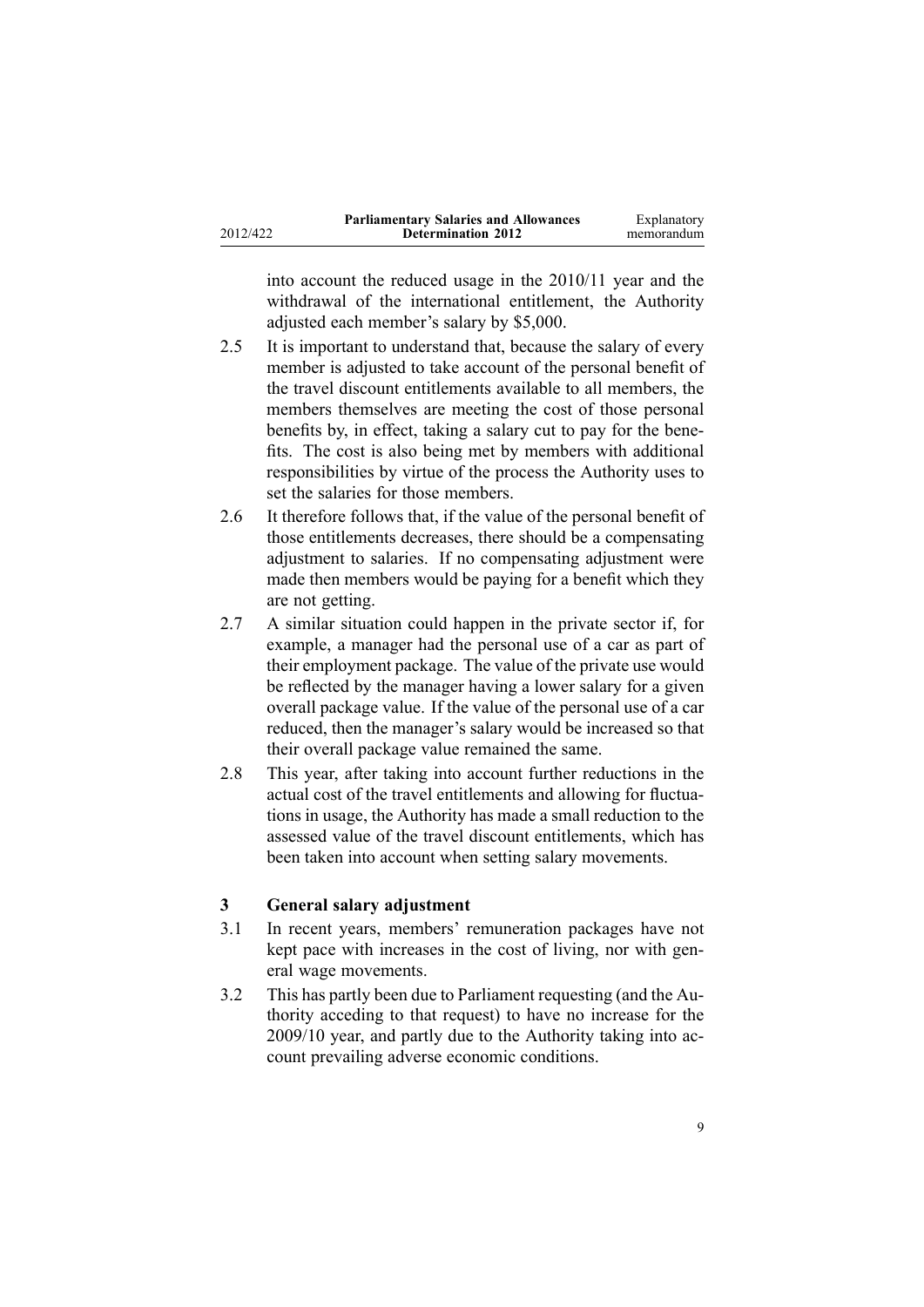into account the reduced usage in the 2010/11 year and the withdrawal of the international entitlement, the Authority adjusted each member's salary by $5,000.

2.5 It is important to understand that, because the salary of every member is adjusted to take account of the personal benefit of the travel discount entitlements available to all members, the members themselves are meeting the cost of those personal benefits by, in effect, taking a salary cut to pay for the benefits. The cost is also being met by members with additional responsibilities by virtue of the process the Authority uses to set the salaries for those members.

2.6 It therefore follows that, if the value of the personal benefit of those entitlements decreases, there should be a compensating adjustment to salaries. If no compensating adjustment were made then members would be paying for a benefit which they are not getting.

2.7 A similar situation could happen in the private sector if, for example, a manager had the personal use of a car as part of their employment package. The value of the private use would be reflected by the manager having a lower salary for a given overall package value. If the value of the personal use of a car reduced, then the manager's salary would be increased so that their overall package value remained the same.

2.8 This year, after taking into account further reductions in the actual cost of the travel entitlements and allowing for fluctuations in usage, the Authority has made a small reduction to the assessed value of the travel discount entitlements, which has been taken into account when setting salary movements.

### 3 General salary adjustment

3.1 In recent years, members' remuneration packages have not kept pace with increases in the cost of living, nor with general wage movements.

3.2 This has partly been due to Parliament requesting (and the Authority acceding to that request) to have no increase for the 2009/10 year, and partly due to the Authority taking into account prevailing adverse economic conditions.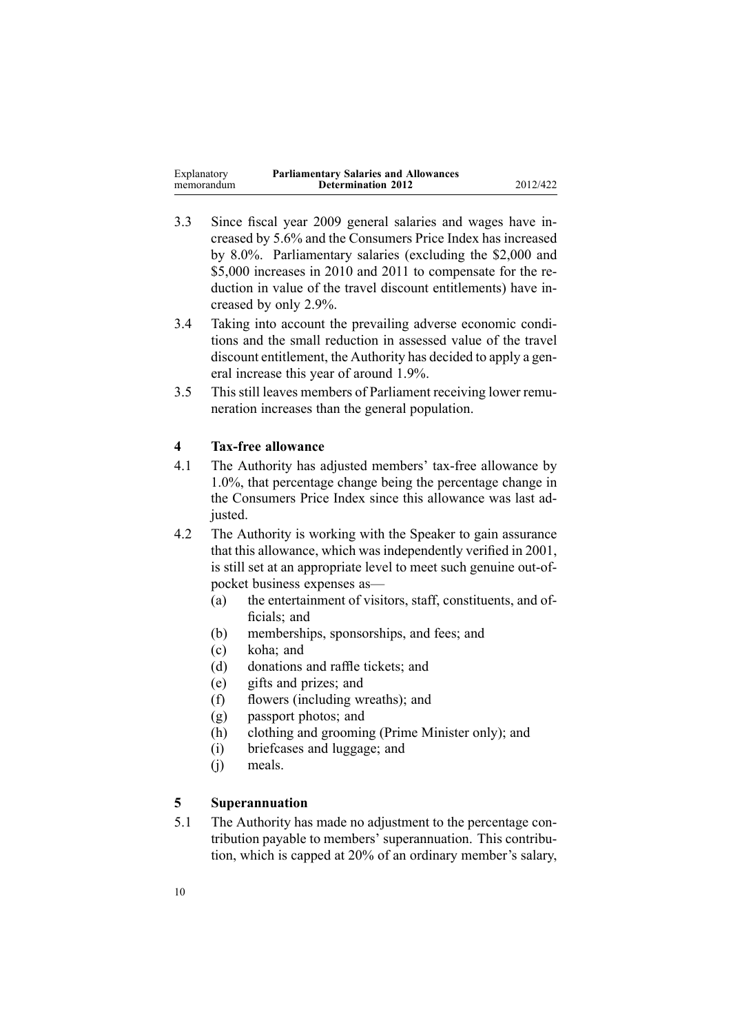3.3 Since fiscal year 2009 general salaries and wages have increased by 5.6% and the Consumers Price Index has increased by 8.0%. Parliamentary salaries (excluding the $2,000 and $5,000 increases in 2010 and 2011 to compensate for the reduction in value of the travel discount entitlements) have increased by only 2.9%.

3.4 Taking into account the prevailing adverse economic conditions and the small reduction in assessed value of the travel discount entitlement, the Authority has decided to apply a general increase this year of around 1.9%.

3.5 This still leaves members of Parliament receiving lower remuneration increases than the general population.

## 4 Tax-free allowance

4.1 The Authority has adjusted members' tax-free allowance by 1.0%, that percentage change being the percentage change in the Consumers Price Index since this allowance was last adjusted.

4.2 The Authority is working with the Speaker to gain assurance that this allowance, which was independently verified in 2001, is still set at an appropriate level to meet such genuine out-of-pocket business expenses as—

(a) the entertainment of visitors, staff, constituents, and officials; and

(b) memberships, sponsorships, and fees; and

(c) koha; and

(d) donations and raffle tickets; and

(e) gifts and prizes; and

(f) flowers (including wreaths); and

(g) passport photos; and

(h) clothing and grooming (Prime Minister only); and

(i) briefcases and luggage; and

(j) meals.

## 5 Superannuation

5.1 The Authority has made no adjustment to the percentage contribution payable to members' superannuation. This contribution, which is capped at 20% of an ordinary member's salary,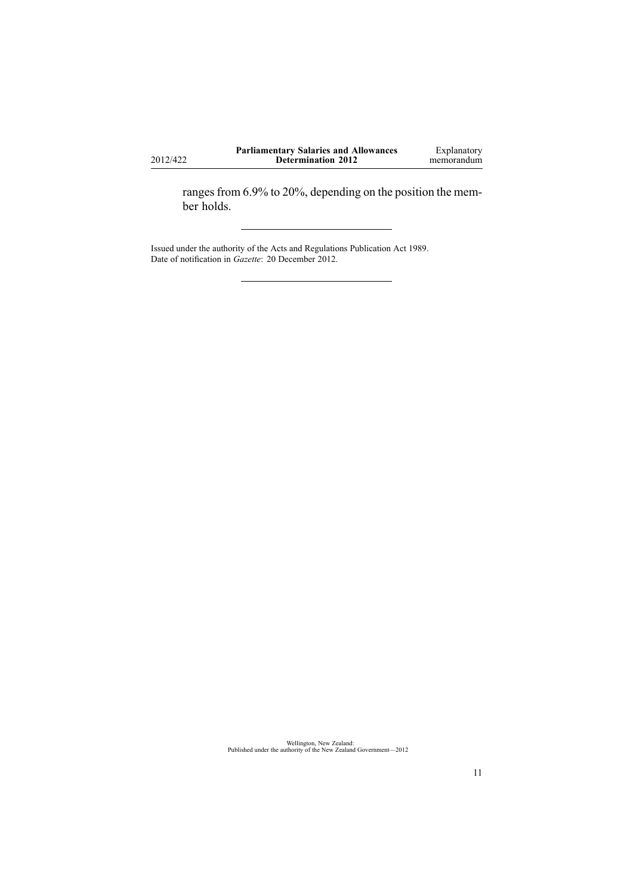ranges from 6.9% to 20%, depending on the position the member holds.

---

Issued under the authority of the Acts and Regulations Publication Act 1989.
Date of notification in *Gazette*: 20 December 2012.

---

Wellington, New Zealand:
Published under the authority of the New Zealand Government—2012